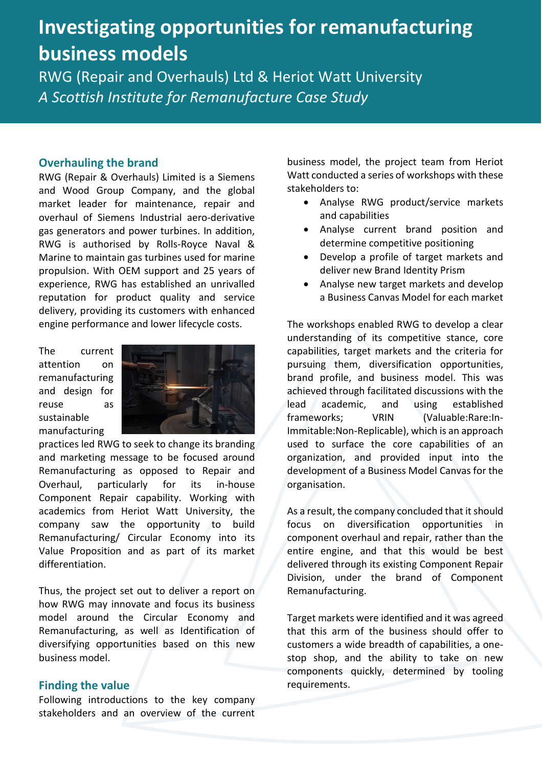# Investigating opportunities for remanufacturing business models

RWG (Repair and Overhauls) Ltd & Heriot Watt University

*A Scottish Institute for Remanufacture Case Study*

## Overhauling the brand

RWG (Repair & Overhauls) Limited is a Siemens and Wood Group Company, and the global market leader for maintenance, repair and overhaul of Siemens Industrial aero-derivative gas generators and power turbines. In addition, RWG is authorised by Rolls-Royce Naval & Marine to maintain gas turbines used for marine propulsion. With OEM support and 25 years of experience, RWG has established an unrivalled reputation for product quality and service delivery, providing its customers with enhanced engine performance and lower lifecycle costs.

The current attention on remanufacturing and design for reuse as sustainable manufacturing practices led RWG to seek to change its branding and marketing message to be focused around Remanufacturing as opposed to Repair and Overhaul, particularly for its in-house Component Repair capability. Working with academics from Heriot Watt University, the company saw the opportunity to build Remanufacturing/ Circular Economy into its Value Proposition and as part of its market differentiation.

Thus, the project set out to deliver a report on how RWG may innovate and focus its business model around the Circular Economy and Remanufacturing, as well as Identification of diversifying opportunities based on this new business model.

## Finding the value

Following introductions to the key company stakeholders and an overview of the current business model, the project team from Heriot Watt conducted a series of workshops with these stakeholders to:

- Analyse RWG product/service markets and capabilities
- Analyse current brand position and determine competitive positioning
- Develop a profile of target markets and deliver new Brand Identity Prism
- Analyse new target markets and develop a Business Canvas Model for each market

The workshops enabled RWG to develop a clear understanding of its competitive stance, core capabilities, target markets and the criteria for pursuing them, diversification opportunities, brand profile, and business model. This was achieved through facilitated discussions with the lead academic, and using established frameworks; VRIN (Valuable:Rare:In-Immitable:Non-Replicable), which is an approach used to surface the core capabilities of an organization, and provided input into the development of a Business Model Canvas for the organisation.

As a result, the company concluded that it should focus on diversification opportunities in component overhaul and repair, rather than the entire engine, and that this would be best delivered through its existing Component Repair Division, under the brand of Component Remanufacturing.

Target markets were identified and it was agreed that this arm of the business should offer to customers a wide breadth of capabilities, a one-stop shop, and the ability to take on new components quickly, determined by tooling requirements.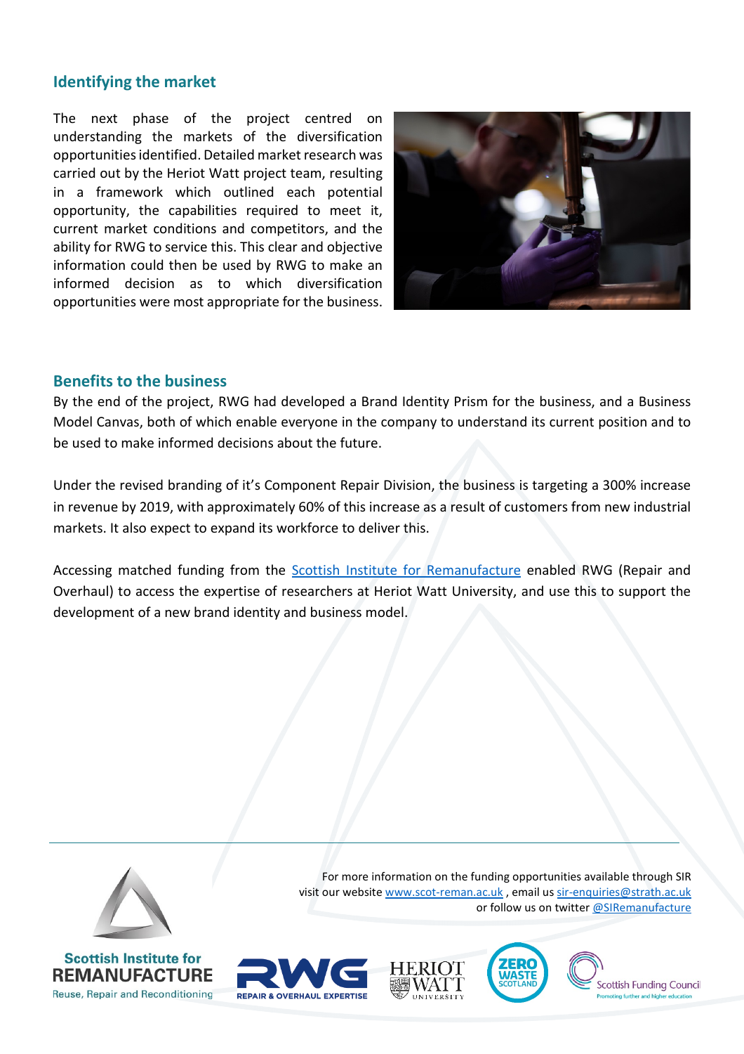## Identifying the market

The next phase of the project centred on understanding the markets of the diversification opportunities identified. Detailed market research was carried out by the Heriot Watt project team, resulting in a framework which outlined each potential opportunity, the capabilities required to meet it, current market conditions and competitors, and the ability for RWG to service this. This clear and objective information could then be used by RWG to make an informed decision as to which diversification opportunities were most appropriate for the business.

## Benefits to the business

By the end of the project, RWG had developed a Brand Identity Prism for the business, and a Business Model Canvas, both of which enable everyone in the company to understand its current position and to be used to make informed decisions about the future.

Under the revised branding of it's Component Repair Division, the business is targeting a 300% increase in revenue by 2019, with approximately 60% of this increase as a result of customers from new industrial markets. It also expect to expand its workforce to deliver this.

Accessing matched funding from the Scottish Institute for Remanufacture enabled RWG (Repair and Overhaul) to access the expertise of researchers at Heriot Watt University, and use this to support the development of a new brand identity and business model.

For more information on the funding opportunities available through SIR visit our website www.scot-reman.ac.uk , email us sir-enquiries@strath.ac.uk or follow us on twitter @SIRemanufacture

Scottish Institute for REMANUFACTURE
Reuse, Repair and Reconditioning

RWG REPAIR & OVERHAUL EXPERTISE

HERIOT WATT UNIVERSITY

ZERO WASTE SCOTLAND

Scottish Funding Council
Promoting further and higher education